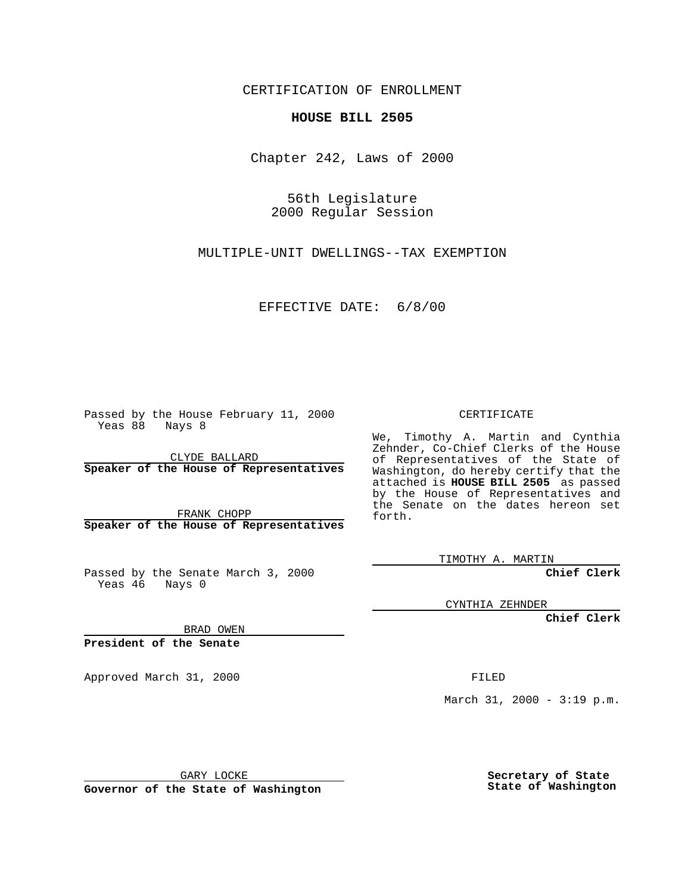CERTIFICATION OF ENROLLMENT

**HOUSE BILL 2505**

Chapter 242, Laws of 2000

56th Legislature
2000 Regular Session

MULTIPLE-UNIT DWELLINGS--TAX EXEMPTION

EFFECTIVE DATE: 6/8/00

Passed by the House February 11, 2000
Yeas 88 Nays 8

CLYDE BALLARD
**Speaker of the House of Representatives**

FRANK CHOPP
**Speaker of the House of Representatives**

Passed by the Senate March 3, 2000
Yeas 46 Nays 0

BRAD OWEN
**President of the Senate**

Approved March 31, 2000

GARY LOCKE
**Governor of the State of Washington**

CERTIFICATE

We, Timothy A. Martin and Cynthia Zehnder, Co-Chief Clerks of the House of Representatives of the State of Washington, do hereby certify that the attached is **HOUSE BILL 2505** as passed by the House of Representatives and the Senate on the dates hereon set forth.

TIMOTHY A. MARTIN
**Chief Clerk**

CYNTHIA ZEHNDER
**Chief Clerk**

FILED

March 31, 2000 - 3:19 p.m.

**Secretary of State**
**State of Washington**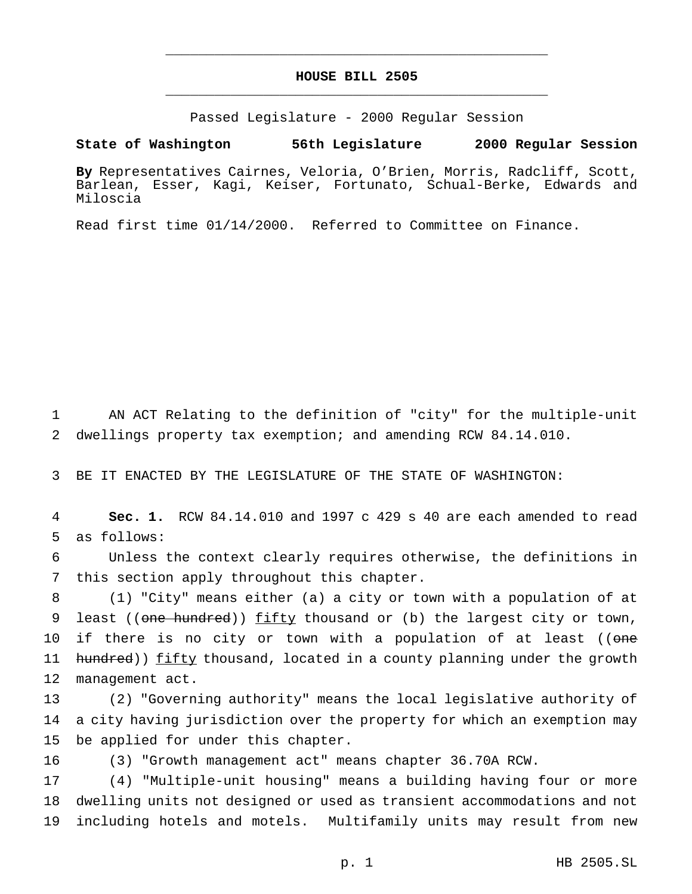# HOUSE BILL 2505

Passed Legislature - 2000 Regular Session

**State of Washington 56th Legislature 2000 Regular Session**

**By** Representatives Cairnes, Veloria, O'Brien, Morris, Radcliff, Scott, Barlean, Esser, Kagi, Keiser, Fortunato, Schual-Berke, Edwards and Miloscia

Read first time 01/14/2000. Referred to Committee on Finance.

1 AN ACT Relating to the definition of "city" for the multiple-unit
2 dwellings property tax exemption; and amending RCW 84.14.010.

3 BE IT ENACTED BY THE LEGISLATURE OF THE STATE OF WASHINGTON:

4 **Sec. 1.** RCW 84.14.010 and 1997 c 429 s 40 are each amended to read
5 as follows:

6 Unless the context clearly requires otherwise, the definitions in
7 this section apply throughout this chapter.

8 (1) "City" means either (a) a city or town with a population of at
9 least ((~~one hundred~~)) <u>fifty</u> thousand or (b) the largest city or town,
10 if there is no city or town with a population of at least ((~~one~~
11 ~~hundred~~)) <u>fifty</u> thousand, located in a county planning under the growth
12 management act.

13 (2) "Governing authority" means the local legislative authority of
14 a city having jurisdiction over the property for which an exemption may
15 be applied for under this chapter.

16 (3) "Growth management act" means chapter 36.70A RCW.

17 (4) "Multiple-unit housing" means a building having four or more
18 dwelling units not designed or used as transient accommodations and not
19 including hotels and motels. Multifamily units may result from new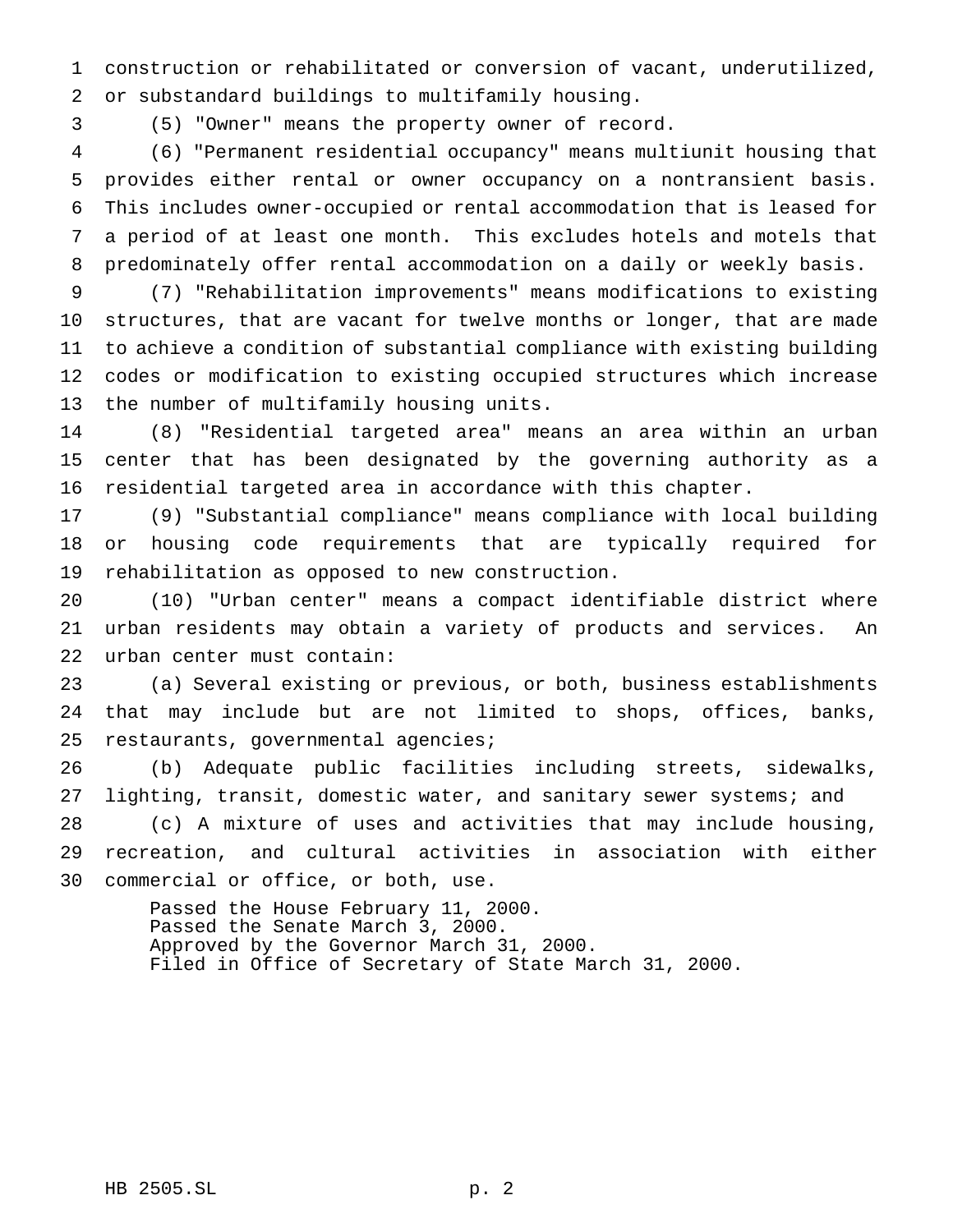construction or rehabilitated or conversion of vacant, underutilized, or substandard buildings to multifamily housing.

(5) "Owner" means the property owner of record.

(6) "Permanent residential occupancy" means multiunit housing that provides either rental or owner occupancy on a nontransient basis. This includes owner-occupied or rental accommodation that is leased for a period of at least one month. This excludes hotels and motels that predominately offer rental accommodation on a daily or weekly basis.

(7) "Rehabilitation improvements" means modifications to existing structures, that are vacant for twelve months or longer, that are made to achieve a condition of substantial compliance with existing building codes or modification to existing occupied structures which increase the number of multifamily housing units.

(8) "Residential targeted area" means an area within an urban center that has been designated by the governing authority as a residential targeted area in accordance with this chapter.

(9) "Substantial compliance" means compliance with local building or housing code requirements that are typically required for rehabilitation as opposed to new construction.

(10) "Urban center" means a compact identifiable district where urban residents may obtain a variety of products and services. An urban center must contain:

(a) Several existing or previous, or both, business establishments that may include but are not limited to shops, offices, banks, restaurants, governmental agencies;

(b) Adequate public facilities including streets, sidewalks, lighting, transit, domestic water, and sanitary sewer systems; and

(c) A mixture of uses and activities that may include housing, recreation, and cultural activities in association with either commercial or office, or both, use.

Passed the House February 11, 2000.
Passed the Senate March 3, 2000.
Approved by the Governor March 31, 2000.
Filed in Office of Secretary of State March 31, 2000.